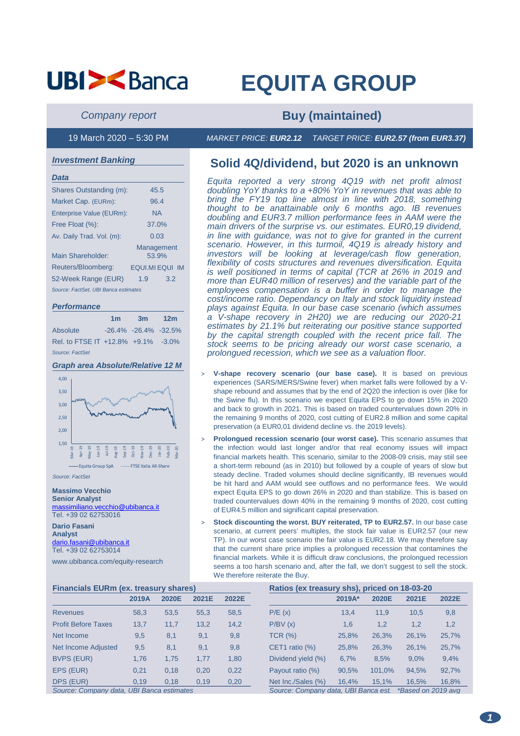UBI Banca

# EQUITA GROUP

*Company report*

## Buy (maintained)

19 March 2020 – 5:30 PM

*MARKET PRICE:* ***EUR2.12*** *TARGET PRICE:* ***EUR2.57 (from EUR3.37)***

## Solid 4Q/dividend, but 2020 is an unknown

*Equita reported a very strong 4Q19 with net profit almost doubling YoY thanks to a +80% YoY in revenues that was able to bring the FY19 top line almost in line with 2018, something thought to be anattainable only 6 months ago. IB revenues doubling and EUR3.7 million performance fees in AAM were the main drivers of the surprise vs. our estimates. EUR0,19 dividend, in line with guidance, was not to give for granted in the current scenario. However, in this turmoil, 4Q19 is already history and investors will be looking at leverage/cash flow generation, flexibility of costs structures and revenues diversification. Equita is well positioned in terms of capital (TCR at 26% in 2019 and more than EUR40 million of reserves) and the variable part of the employees compensation is a buffer in order to manage the cost/income ratio. Dependancy on Italy and stock liquidity instead plays against Equita. In our base case scenario (which assumes a V-shape recovery in 2H20) we are reducing our 2020-21 estimates by 21.1% but reiterating our positive stance supported by the capital strength coupled with the recent price fall. The stock seems to be pricing already our worst case scenario, a prolongued recession, which we see as a valuation floor.*

- **V-shape recovery scenario (our base case).** It is based on previous experiences (SARS/MERS/Swine fever) when market falls were followed by a V-shape rebound and assumes that by the end of 2Q20 the infection is over (like for the Swine flu). In this scenario we expect Equita EPS to go down 15% in 2020 and back to growth in 2021. This is based on traded countervalues down 20% in the remaining 9 months of 2020, cost cutting of EUR2.8 million and some capital preservation (a EUR0,01 dividend decline vs. the 2019 levels).
- **Prolongued recession scenario (our worst case).** This scenario assumes that the infection would last longer and/or that real economy issues will impact financial markets health. This scenario, similar to the 2008-09 crisis, may stiil see a short-term rebound (as in 2010) but followed by a couple of years of slow but steady decline. Traded volumes should decline significantly, IB revenues would be hit hard and AAM would see outflows and no performance fees. We would expect Equita EPS to go down 26% in 2020 and than stabilize. This is based on traded countervalues down 40% in the remaining 9 months of 2020, cost cutting of EUR4.5 million and significant capital preservation.
- **Stock discounting the worst. BUY reiterated, TP to EUR2.57.** In our base case scenario, at current peers' multiples, the stock fair value is EUR2.57 (our new TP). In our worst case scenario the fair value is EUR2.18. We may therefore say that the current share price implies a prolongued recession that contamines the financial markets. While it is difficult draw conclusions, the prolongued recession seems a too harsh scenario and, after the fall, we don't suggest to sell the stock. We therefore reiterate the Buy.

### *Investment Banking*

**Data**

| | |
|---|---|
| Shares Outstanding (m): | 45.5 |
| Market Cap. (EURm): | 96.4 |
| Enterprise Value (EURm): | NA |
| Free Float (%): | 37.0% |
| Av. Daily Trad. Vol. (m): | 0.03 |
| Main Shareholder: | Management 53.9% |
| Reuters/Bloomberg: | EQUI.MI EQUI IM |
| 52-Week Range (EUR) | 1.9 3.2 |

*Source: FactSet, UBI Banca estimates*

**Performance**

| | 1m | 3m | 12m |
|---|---|---|---|
| Absolute | -26.4% | -26.4% | -32.5% |
| Rel. to FTSE IT | +12.8% | +9.1% | -3.0% |

*Source: FactSet*

**Graph area Absolute/Relative 12 M**

*Source: FactSet*

**Massimo Vecchio**
**Senior Analyst**
massimiliano.vecchio@ubibanca.it
Tel. +39 02 62753016

**Dario Fasani**
**Analyst**
dario.fasani@ubibanca.it
Tel. +39 02 62753014

www.ubibanca.com/equity-research

**Financials EURm (ex. treasury shares)**

| | 2019A | 2020E | 2021E | 2022E |
|---|---|---|---|---|
| Revenues | 58,3 | 53,5 | 55,3 | 58,5 |
| Profit Before Taxes | 13,7 | 11,7 | 13,2 | 14,2 |
| Net Income | 9,5 | 8,1 | 9,1 | 9,8 |
| Net Income Adjusted | 9,5 | 8,1 | 9,1 | 9,8 |
| BVPS (EUR) | 1,76 | 1,75 | 1,77 | 1,80 |
| EPS (EUR) | 0,21 | 0,18 | 0,20 | 0,22 |
| DPS (EUR) | 0,19 | 0,18 | 0,19 | 0,20 |

*Source: Company data, UBI Banca estimates*

**Ratios (ex treasury shs), priced on 18-03-20**

| | 2019A* | 2020E | 2021E | 2022E |
|---|---|---|---|---|
| P/E (x) | 13,4 | 11,9 | 10,5 | 9,8 |
| P/BV (x) | 1,6 | 1,2 | 1,2 | 1,2 |
| TCR (%) | 25,8% | 26,3% | 26,1% | 25,7% |
| CET1 ratio (%) | 25,8% | 26,3% | 26,1% | 25,7% |
| Dividend yield (%) | 6,7% | 8,5% | 9,0% | 9,4% |
| Payout ratio (%) | 90,5% | 101,0% | 94,5% | 92,7% |
| Net Inc./Sales (%) | 16,4% | 15,1% | 16,5% | 16,8% |

*Source: Company data, UBI Banca est. \*Based on 2019 avg*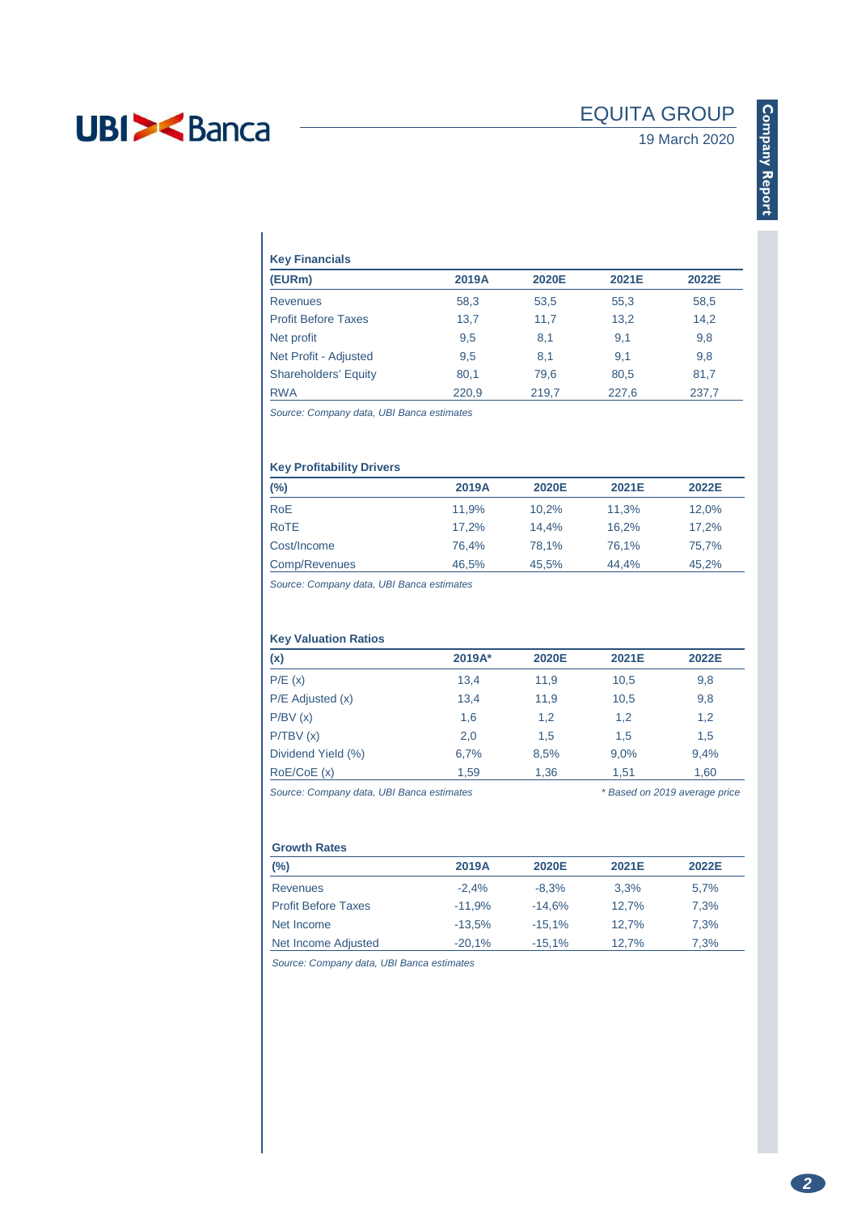### Key Financials

| (EURm) | 2019A | 2020E | 2021E | 2022E |
|---|---|---|---|---|
| Revenues | 58,3 | 53,5 | 55,3 | 58,5 |
| Profit Before Taxes | 13,7 | 11,7 | 13,2 | 14,2 |
| Net profit | 9,5 | 8,1 | 9,1 | 9,8 |
| Net Profit - Adjusted | 9,5 | 8,1 | 9,1 | 9,8 |
| Shareholders' Equity | 80,1 | 79,6 | 80,5 | 81,7 |
| RWA | 220,9 | 219,7 | 227,6 | 237,7 |

*Source: Company data, UBI Banca estimates*

### Key Profitability Drivers

| (%) | 2019A | 2020E | 2021E | 2022E |
|---|---|---|---|---|
| RoE | 11,9% | 10,2% | 11,3% | 12,0% |
| RoTE | 17,2% | 14,4% | 16,2% | 17,2% |
| Cost/Income | 76,4% | 78,1% | 76,1% | 75,7% |
| Comp/Revenues | 46,5% | 45,5% | 44,4% | 45,2% |

*Source: Company data, UBI Banca estimates*

### Key Valuation Ratios

| (x) | 2019A* | 2020E | 2021E | 2022E |
|---|---|---|---|---|
| P/E (x) | 13,4 | 11,9 | 10,5 | 9,8 |
| P/E Adjusted (x) | 13,4 | 11,9 | 10,5 | 9,8 |
| P/BV (x) | 1,6 | 1,2 | 1,2 | 1,2 |
| P/TBV (x) | 2,0 | 1,5 | 1,5 | 1,5 |
| Dividend Yield (%) | 6,7% | 8,5% | 9,0% | 9,4% |
| RoE/CoE (x) | 1,59 | 1,36 | 1,51 | 1,60 |

*Source: Company data, UBI Banca estimates* *\* Based on 2019 average price*

### Growth Rates

| (%) | 2019A | 2020E | 2021E | 2022E |
|---|---|---|---|---|
| Revenues | -2,4% | -8,3% | 3,3% | 5,7% |
| Profit Before Taxes | -11,9% | -14,6% | 12,7% | 7,3% |
| Net Income | -13,5% | -15,1% | 12,7% | 7,3% |
| Net Income Adjusted | -20,1% | -15,1% | 12,7% | 7,3% |

*Source: Company data, UBI Banca estimates*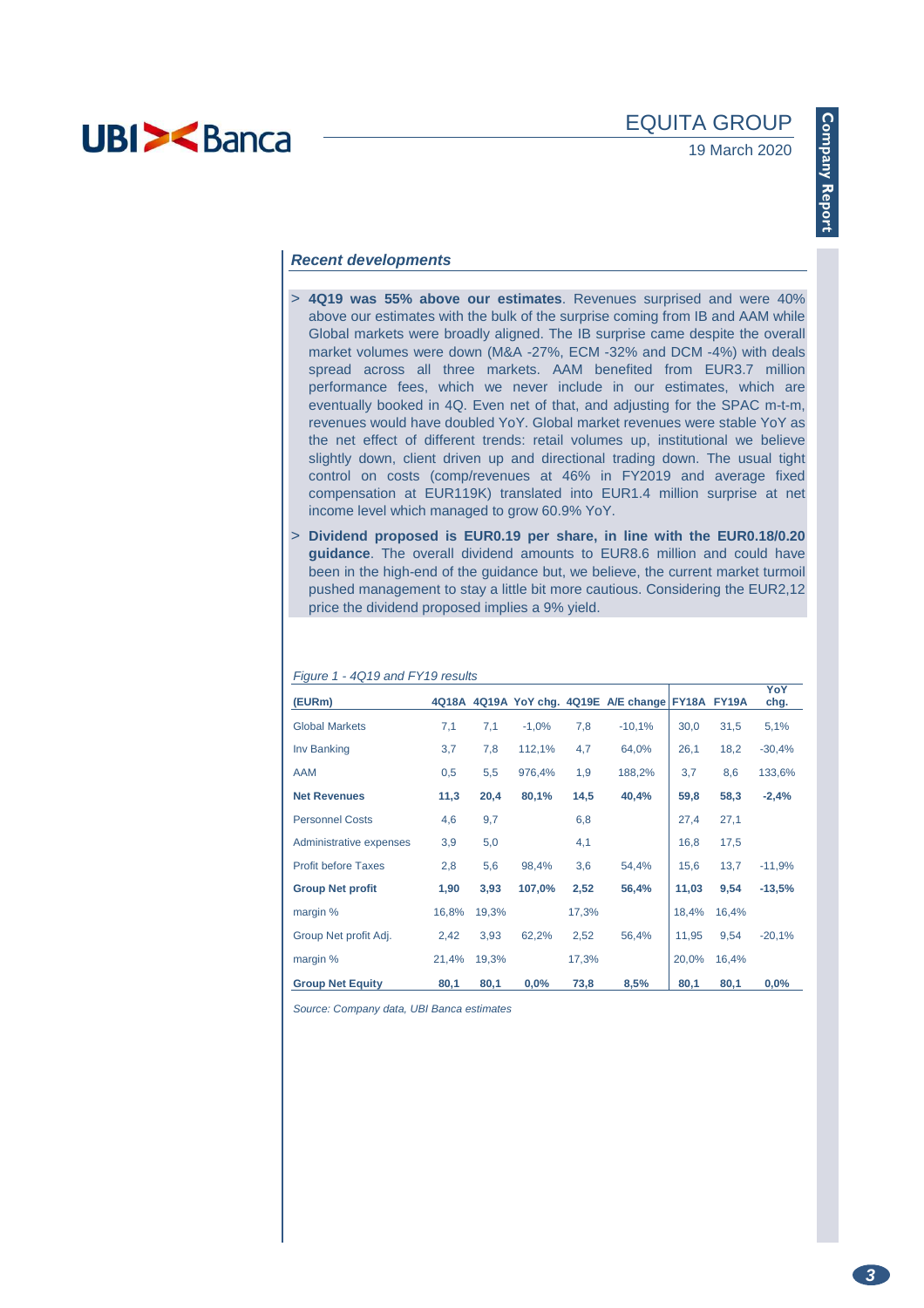### *Recent developments*

> **4Q19 was 55% above our estimates**. Revenues surprised and were 40% above our estimates with the bulk of the surprise coming from IB and AAM while Global markets were broadly aligned. The IB surprise came despite the overall market volumes were down (M&A -27%, ECM -32% and DCM -4%) with deals spread across all three markets. AAM benefited from EUR3.7 million performance fees, which we never include in our estimates, which are eventually booked in 4Q. Even net of that, and adjusting for the SPAC m-t-m, revenues would have doubled YoY. Global market revenues were stable YoY as the net effect of different trends: retail volumes up, institutional we believe slightly down, client driven up and directional trading down. The usual tight control on costs (comp/revenues at 46% in FY2019 and average fixed compensation at EUR119K) translated into EUR1.4 million surprise at net income level which managed to grow 60.9% YoY.

> **Dividend proposed is EUR0.19 per share, in line with the EUR0.18/0.20 guidance**. The overall dividend amounts to EUR8.6 million and could have been in the high-end of the guidance but, we believe, the current market turmoil pushed management to stay a little bit more cautious. Considering the EUR2,12 price the dividend proposed implies a 9% yield.

*Figure 1 - 4Q19 and FY19 results*

| (EURm) | 4Q18A | 4Q19A | YoY chg. | 4Q19E | A/E change | FY18A | FY19A | YoY chg. |
|---|---|---|---|---|---|---|---|---|
| Global Markets | 7,1 | 7,1 | -1,0% | 7,8 | -10,1% | 30,0 | 31,5 | 5,1% |
| Inv Banking | 3,7 | 7,8 | 112,1% | 4,7 | 64,0% | 26,1 | 18,2 | -30,4% |
| AAM | 0,5 | 5,5 | 976,4% | 1,9 | 188,2% | 3,7 | 8,6 | 133,6% |
| **Net Revenues** | **11,3** | **20,4** | **80,1%** | **14,5** | **40,4%** | **59,8** | **58,3** | **-2,4%** |
| Personnel Costs | 4,6 | 9,7 | | 6,8 | | 27,4 | 27,1 | |
| Administrative expenses | 3,9 | 5,0 | | 4,1 | | 16,8 | 17,5 | |
| Profit before Taxes | 2,8 | 5,6 | 98,4% | 3,6 | 54,4% | 15,6 | 13,7 | -11,9% |
| **Group Net profit** | **1,90** | **3,93** | **107,0%** | **2,52** | **56,4%** | **11,03** | **9,54** | **-13,5%** |
| margin % | 16,8% | 19,3% | | 17,3% | | 18,4% | 16,4% | |
| Group Net profit Adj. | 2,42 | 3,93 | 62,2% | 2,52 | 56,4% | 11,95 | 9,54 | -20,1% |
| margin % | 21,4% | 19,3% | | 17,3% | | 20,0% | 16,4% | |
| **Group Net Equity** | **80,1** | **80,1** | **0,0%** | **73,8** | **8,5%** | **80,1** | **80,1** | **0,0%** |

*Source: Company data, UBI Banca estimates*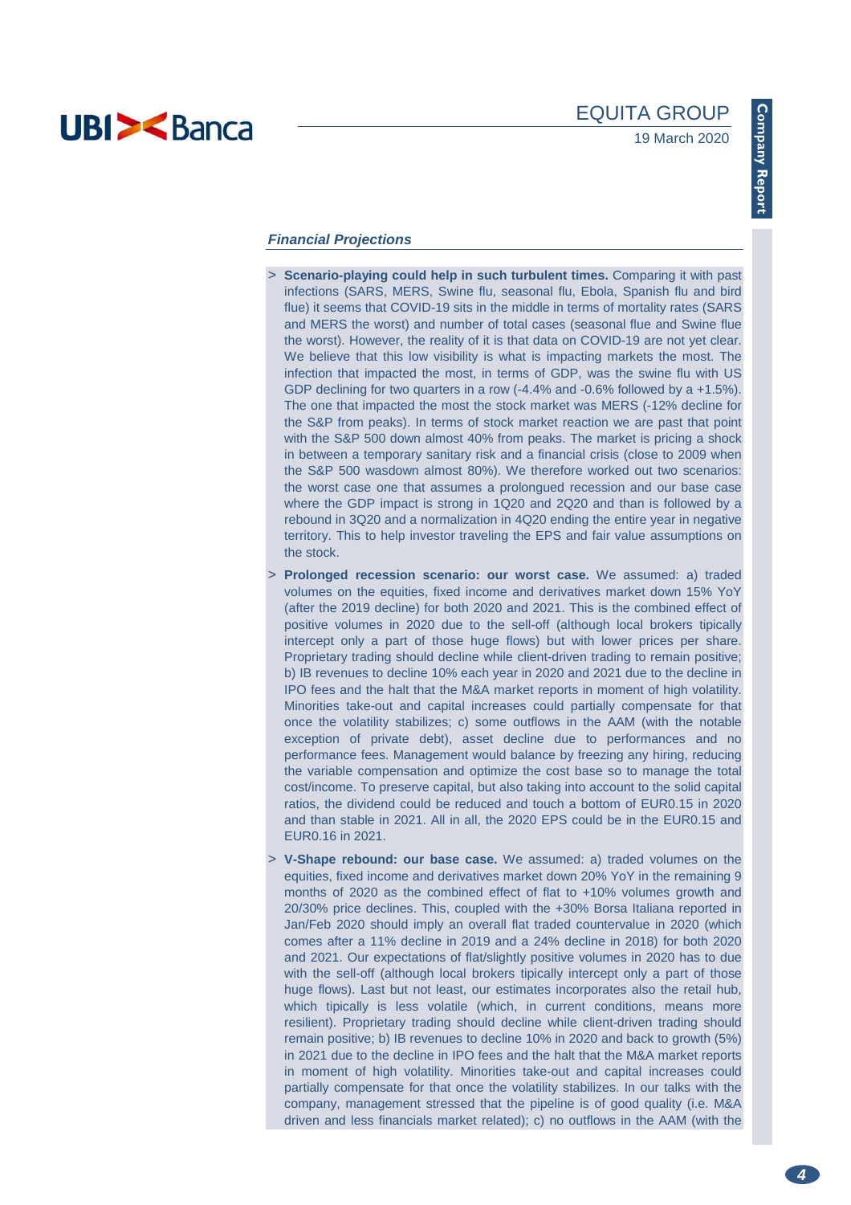### *Financial Projections*

> **Scenario-playing could help in such turbulent times.** Comparing it with past infections (SARS, MERS, Swine flu, seasonal flu, Ebola, Spanish flu and bird flue) it seems that COVID-19 sits in the middle in terms of mortality rates (SARS and MERS the worst) and number of total cases (seasonal flue and Swine flue the worst). However, the reality of it is that data on COVID-19 are not yet clear. We believe that this low visibility is what is impacting markets the most. The infection that impacted the most, in terms of GDP, was the swine flu with US GDP declining for two quarters in a row (-4.4% and -0.6% followed by a +1.5%). The one that impacted the most the stock market was MERS (-12% decline for the S&P from peaks). In terms of stock market reaction we are past that point with the S&P 500 down almost 40% from peaks. The market is pricing a shock in between a temporary sanitary risk and a financial crisis (close to 2009 when the S&P 500 wasdown almost 80%). We therefore worked out two scenarios: the worst case one that assumes a prolongued recession and our base case where the GDP impact is strong in 1Q20 and 2Q20 and than is followed by a rebound in 3Q20 and a normalization in 4Q20 ending the entire year in negative territory. This to help investor traveling the EPS and fair value assumptions on the stock.

> **Prolonged recession scenario: our worst case.** We assumed: a) traded volumes on the equities, fixed income and derivatives market down 15% YoY (after the 2019 decline) for both 2020 and 2021. This is the combined effect of positive volumes in 2020 due to the sell-off (although local brokers tipically intercept only a part of those huge flows) but with lower prices per share. Proprietary trading should decline while client-driven trading to remain positive; b) IB revenues to decline 10% each year in 2020 and 2021 due to the decline in IPO fees and the halt that the M&A market reports in moment of high volatility. Minorities take-out and capital increases could partially compensate for that once the volatility stabilizes; c) some outflows in the AAM (with the notable exception of private debt), asset decline due to performances and no performance fees. Management would balance by freezing any hiring, reducing the variable compensation and optimize the cost base so to manage the total cost/income. To preserve capital, but also taking into account to the solid capital ratios, the dividend could be reduced and touch a bottom of EUR0.15 in 2020 and than stable in 2021. All in all, the 2020 EPS could be in the EUR0.15 and EUR0.16 in 2021.

> **V-Shape rebound: our base case.** We assumed: a) traded volumes on the equities, fixed income and derivatives market down 20% YoY in the remaining 9 months of 2020 as the combined effect of flat to +10% volumes growth and 20/30% price declines. This, coupled with the +30% Borsa Italiana reported in Jan/Feb 2020 should imply an overall flat traded countervalue in 2020 (which comes after a 11% decline in 2019 and a 24% decline in 2018) for both 2020 and 2021. Our expectations of flat/slightly positive volumes in 2020 has to due with the sell-off (although local brokers tipically intercept only a part of those huge flows). Last but not least, our estimates incorporates also the retail hub, which tipically is less volatile (which, in current conditions, means more resilient). Proprietary trading should decline while client-driven trading should remain positive; b) IB revenues to decline 10% in 2020 and back to growth (5%) in 2021 due to the decline in IPO fees and the halt that the M&A market reports in moment of high volatility. Minorities take-out and capital increases could partially compensate for that once the volatility stabilizes. In our talks with the company, management stressed that the pipeline is of good quality (i.e. M&A driven and less financials market related); c) no outflows in the AAM (with the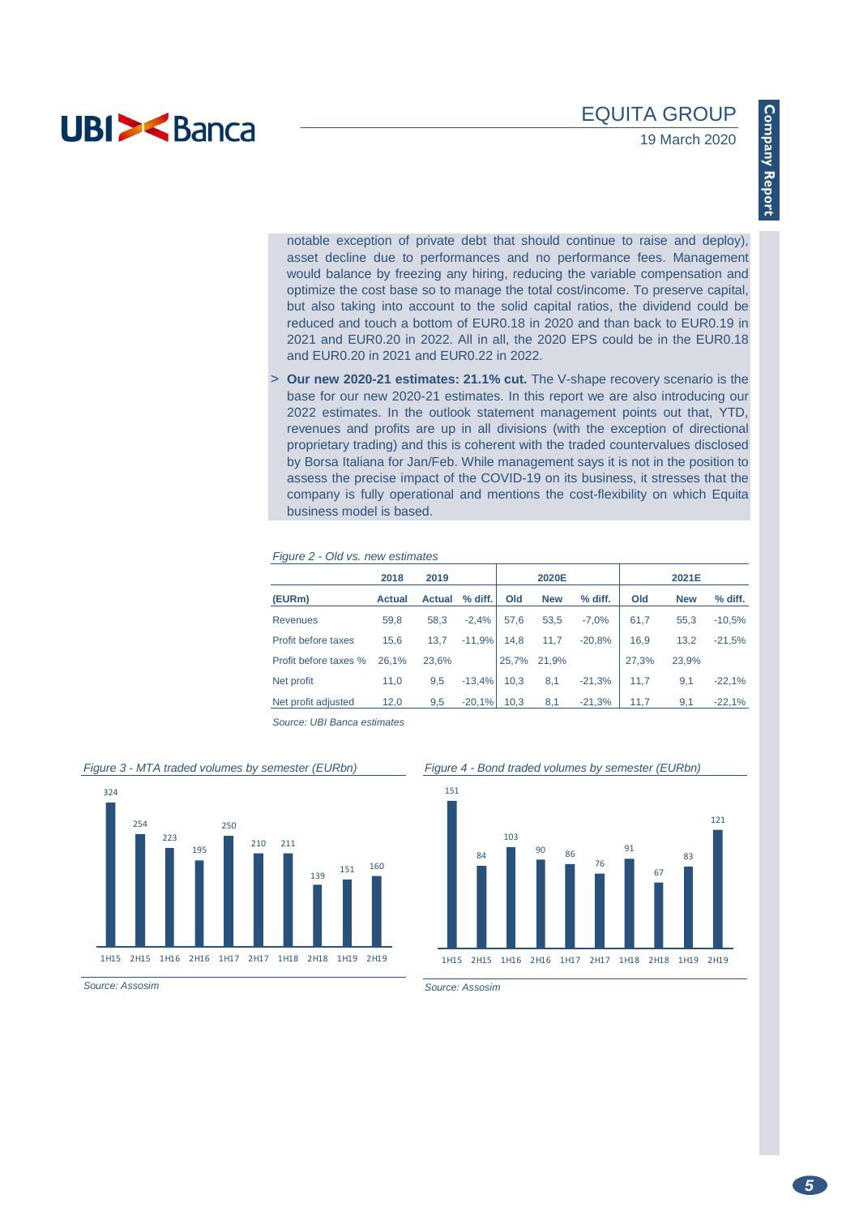notable exception of private debt that should continue to raise and deploy), asset decline due to performances and no performance fees. Management would balance by freezing any hiring, reducing the variable compensation and optimize the cost base so to manage the total cost/income. To preserve capital, but also taking into account to the solid capital ratios, the dividend could be reduced and touch a bottom of EUR0.18 in 2020 and than back to EUR0.19 in 2021 and EUR0.20 in 2022. All in all, the 2020 EPS could be in the EUR0.18 and EUR0.20 in 2021 and EUR0.22 in 2022.

> **Our new 2020-21 estimates: 21.1% cut.** The V-shape recovery scenario is the base for our new 2020-21 estimates. In this report we are also introducing our 2022 estimates. In the outlook statement management points out that, YTD, revenues and profits are up in all divisions (with the exception of directional proprietary trading) and this is coherent with the traded countervalues disclosed by Borsa Italiana for Jan/Feb. While management says it is not in the position to assess the precise impact of the COVID-19 on its business, it stresses that the company is fully operational and mentions the cost-flexibility on which Equita business model is based.

*Figure 2 - Old vs. new estimates*

| | 2018 | 2019 | | 2020E | | | 2021E | | |
|---|---|---|---|---|---|---|---|---|---|
| (EURm) | Actual | Actual | % diff. | Old | New | % diff. | Old | New | % diff. |
| Revenues | 59,8 | 58,3 | -2,4% | 57,6 | 53,5 | -7,0% | 61,7 | 55,3 | -10,5% |
| Profit before taxes | 15,6 | 13,7 | -11,9% | 14,8 | 11,7 | -20,8% | 16,9 | 13,2 | -21,5% |
| Profit before taxes % | 26,1% | 23,6% | | 25,7% | 21,9% | | 27,3% | 23,9% | |
| Net profit | 11,0 | 9,5 | -13,4% | 10,3 | 8,1 | -21,3% | 11,7 | 9,1 | -22,1% |
| Net profit adjusted | 12,0 | 9,5 | -20,1% | 10,3 | 8,1 | -21,3% | 11,7 | 9,1 | -22,1% |

*Source: UBI Banca estimates*

*Figure 3 - MTA traded volumes by semester (EURbn)*

| 1H15 | 2H15 | 1H16 | 2H16 | 1H17 | 2H17 | 1H18 | 2H18 | 1H19 | 2H19 |
|---|---|---|---|---|---|---|---|---|---|
| 324 | 254 | 223 | 195 | 250 | 210 | 211 | 139 | 151 | 160 |

*Source: Assosim*

*Figure 4 - Bond traded volumes by semester (EURbn)*

| 1H15 | 2H15 | 1H16 | 2H16 | 1H17 | 2H17 | 1H18 | 2H18 | 1H19 | 2H19 |
|---|---|---|---|---|---|---|---|---|---|
| 151 | 84 | 103 | 90 | 86 | 76 | 91 | 67 | 83 | 121 |

*Source: Assosim*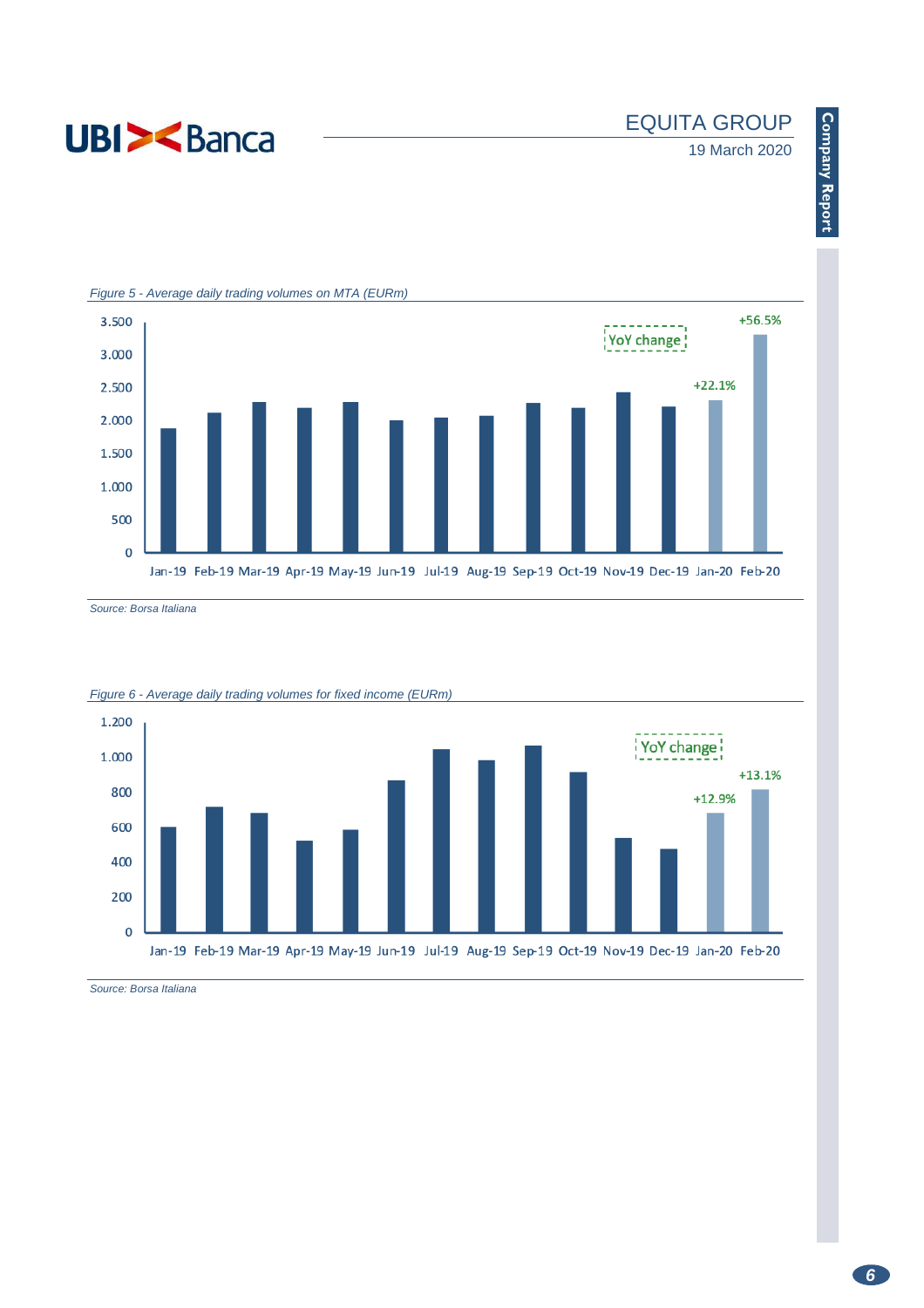*Figure 5 - Average daily trading volumes on MTA (EURm)*

*Source: Borsa Italiana*

*Figure 6 - Average daily trading volumes for fixed income (EURm)*

*Source: Borsa Italiana*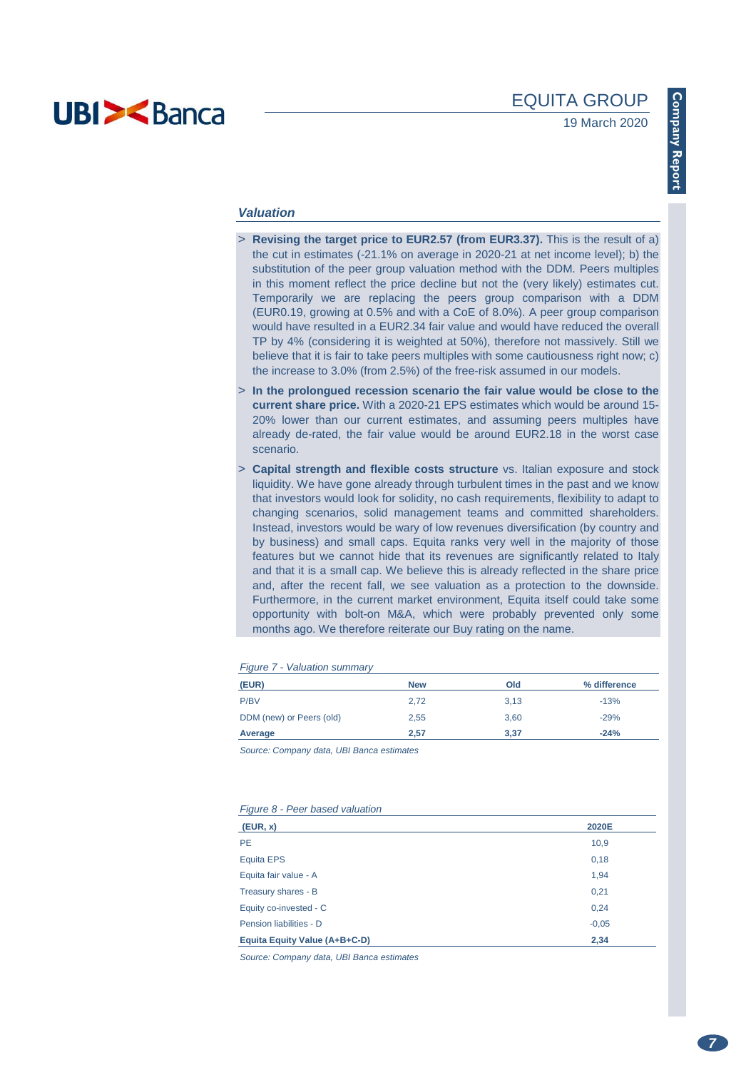### *Valuation*

- **Revising the target price to EUR2.57 (from EUR3.37).** This is the result of a) the cut in estimates (-21.1% on average in 2020-21 at net income level); b) the substitution of the peer group valuation method with the DDM. Peers multiples in this moment reflect the price decline but not the (very likely) estimates cut. Temporarily we are replacing the peers group comparison with a DDM (EUR0.19, growing at 0.5% and with a CoE of 8.0%). A peer group comparison would have resulted in a EUR2.34 fair value and would have reduced the overall TP by 4% (considering it is weighted at 50%), therefore not massively. Still we believe that it is fair to take peers multiples with some cautiousness right now; c) the increase to 3.0% (from 2.5%) of the free-risk assumed in our models.
- **In the prolongued recession scenario the fair value would be close to the current share price.** With a 2020-21 EPS estimates which would be around 15-20% lower than our current estimates, and assuming peers multiples have already de-rated, the fair value would be around EUR2.18 in the worst case scenario.
- **Capital strength and flexible costs structure** vs. Italian exposure and stock liquidity. We have gone already through turbulent times in the past and we know that investors would look for solidity, no cash requirements, flexibility to adapt to changing scenarios, solid management teams and committed shareholders. Instead, investors would be wary of low revenues diversification (by country and by business) and small caps. Equita ranks very well in the majority of those features but we cannot hide that its revenues are significantly related to Italy and that it is a small cap. We believe this is already reflected in the share price and, after the recent fall, we see valuation as a protection to the downside. Furthermore, in the current market environment, Equita itself could take some opportunity with bolt-on M&A, which were probably prevented only some months ago. We therefore reiterate our Buy rating on the name.

*Figure 7 - Valuation summary*

| (EUR) | New | Old | % difference |
|---|---|---|---|
| P/BV | 2,72 | 3,13 | -13% |
| DDM (new) or Peers (old) | 2,55 | 3,60 | -29% |
| **Average** | **2,57** | **3,37** | **-24%** |

*Source: Company data, UBI Banca estimates*

*Figure 8 - Peer based valuation*

| (EUR, x) | 2020E |
|---|---|
| PE | 10,9 |
| Equita EPS | 0,18 |
| Equita fair value - A | 1,94 |
| Treasury shares - B | 0,21 |
| Equity co-invested - C | 0,24 |
| Pension liabilities - D | -0,05 |
| **Equita Equity Value (A+B+C-D)** | **2,34** |

*Source: Company data, UBI Banca estimates*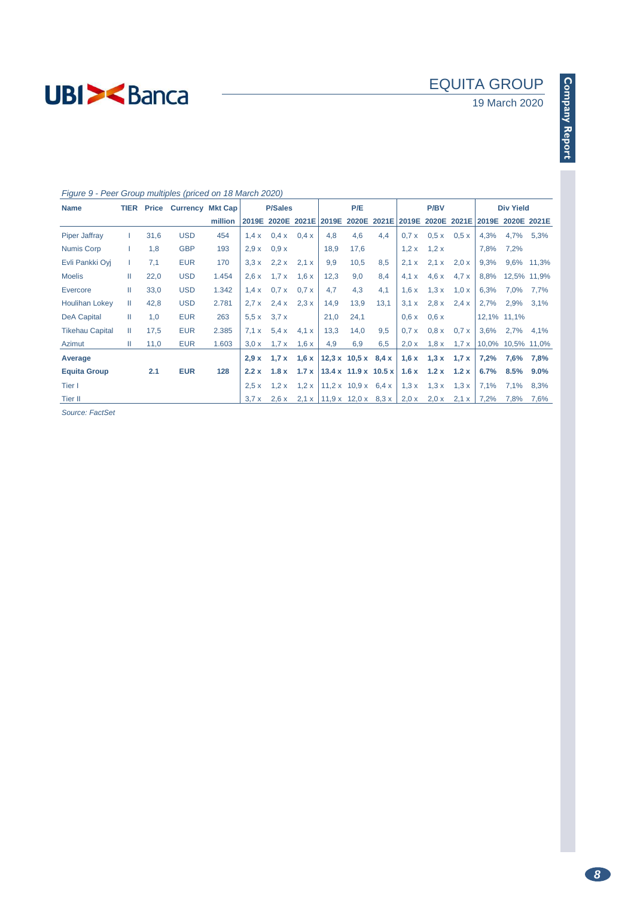*Figure 9 - Peer Group multiples (priced on 18 March 2020)*

| Name | TIER | Price | Currency | Mkt Cap | P/Sales | | | P/E | | | P/BV | | | Div Yield | | |
|---|---|---|---|---|---|---|---|---|---|---|---|---|---|---|---|---|
| | | | | million | 2019E | 2020E | 2021E | 2019E | 2020E | 2021E | 2019E | 2020E | 2021E | 2019E | 2020E | 2021E |
| Piper Jaffray | I | 31,6 | USD | 454 | 1,4 x | 0,4 x | 0,4 x | 4,8 | 4,6 | 4,4 | 0,7 x | 0,5 x | 0,5 x | 4,3% | 4,7% | 5,3% |
| Numis Corp | I | 1,8 | GBP | 193 | 2,9 x | 0,9 x | | 18,9 | 17,6 | | 1,2 x | 1,2 x | | 7,8% | 7,2% | |
| Evli Pankki Oyj | I | 7,1 | EUR | 170 | 3,3 x | 2,2 x | 2,1 x | 9,9 | 10,5 | 8,5 | 2,1 x | 2,1 x | 2,0 x | 9,3% | 9,6% | 11,3% |
| Moelis | II | 22,0 | USD | 1.454 | 2,6 x | 1,7 x | 1,6 x | 12,3 | 9,0 | 8,4 | 4,1 x | 4,6 x | 4,7 x | 8,8% | 12,5% | 11,9% |
| Evercore | II | 33,0 | USD | 1.342 | 1,4 x | 0,7 x | 0,7 x | 4,7 | 4,3 | 4,1 | 1,6 x | 1,3 x | 1,0 x | 6,3% | 7,0% | 7,7% |
| Houlihan Lokey | II | 42,8 | USD | 2.781 | 2,7 x | 2,4 x | 2,3 x | 14,9 | 13,9 | 13,1 | 3,1 x | 2,8 x | 2,4 x | 2,7% | 2,9% | 3,1% |
| DeA Capital | II | 1,0 | EUR | 263 | 5,5 x | 3,7 x | | 21,0 | 24,1 | | 0,6 x | 0,6 x | | 12,1% | 11,1% | |
| Tikehau Capital | II | 17,5 | EUR | 2.385 | 7,1 x | 5,4 x | 4,1 x | 13,3 | 14,0 | 9,5 | 0,7 x | 0,8 x | 0,7 x | 3,6% | 2,7% | 4,1% |
| Azimut | II | 11,0 | EUR | 1.603 | 3,0 x | 1,7 x | 1,6 x | 4,9 | 6,9 | 6,5 | 2,0 x | 1,8 x | 1,7 x | 10,0% | 10,5% | 11,0% |
| **Average** | | | | | **2,9 x** | **1,7 x** | **1,6 x** | **12,3 x** | **10,5 x** | **8,4 x** | **1,6 x** | **1,3 x** | **1,7 x** | **7,2%** | **7,6%** | **7,8%** |
| **Equita Group** | | **2.1** | **EUR** | **128** | **2.2 x** | **1.8 x** | **1.7 x** | **13.4 x** | **11.9 x** | **10.5 x** | **1.6 x** | **1.2 x** | **1.2 x** | **6.7%** | **8.5%** | **9.0%** |
| Tier I | | | | | 2,5 x | 1,2 x | 1,2 x | 11,2 x | 10,9 x | 6,4 x | 1,3 x | 1,3 x | 1,3 x | 7,1% | 7,1% | 8,3% |
| Tier II | | | | | 3,7 x | 2,6 x | 2,1 x | 11,9 x | 12,0 x | 8,3 x | 2,0 x | 2,0 x | 2,1 x | 7,2% | 7,8% | 7,6% |

*Source: FactSet*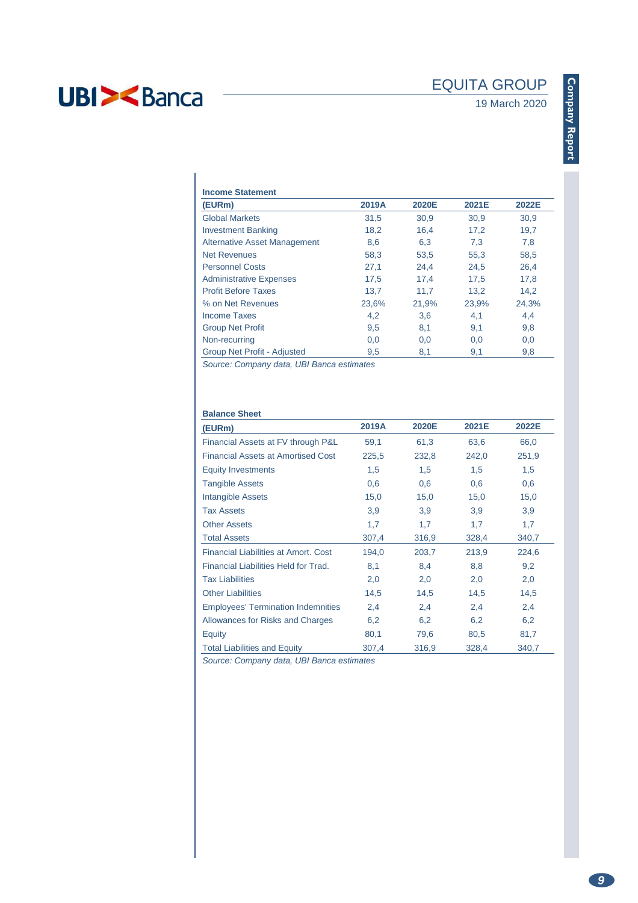**Income Statement**

| (EURm) | 2019A | 2020E | 2021E | 2022E |
|---|---|---|---|---|
| Global Markets | 31,5 | 30,9 | 30,9 | 30,9 |
| Investment Banking | 18,2 | 16,4 | 17,2 | 19,7 |
| Alternative Asset Management | 8,6 | 6,3 | 7,3 | 7,8 |
| Net Revenues | 58,3 | 53,5 | 55,3 | 58,5 |
| Personnel Costs | 27,1 | 24,4 | 24,5 | 26,4 |
| Administrative Expenses | 17,5 | 17,4 | 17,5 | 17,8 |
| Profit Before Taxes | 13,7 | 11,7 | 13,2 | 14,2 |
| % on Net Revenues | 23,6% | 21,9% | 23,9% | 24,3% |
| Income Taxes | 4,2 | 3,6 | 4,1 | 4,4 |
| Group Net Profit | 9,5 | 8,1 | 9,1 | 9,8 |
| Non-recurring | 0,0 | 0,0 | 0,0 | 0,0 |
| Group Net Profit - Adjusted | 9,5 | 8,1 | 9,1 | 9,8 |

*Source: Company data, UBI Banca estimates*

**Balance Sheet**

| (EURm) | 2019A | 2020E | 2021E | 2022E |
|---|---|---|---|---|
| Financial Assets at FV through P&L | 59,1 | 61,3 | 63,6 | 66,0 |
| Financial Assets at Amortised Cost | 225,5 | 232,8 | 242,0 | 251,9 |
| Equity Investments | 1,5 | 1,5 | 1,5 | 1,5 |
| Tangible Assets | 0,6 | 0,6 | 0,6 | 0,6 |
| Intangible Assets | 15,0 | 15,0 | 15,0 | 15,0 |
| Tax Assets | 3,9 | 3,9 | 3,9 | 3,9 |
| Other Assets | 1,7 | 1,7 | 1,7 | 1,7 |
| Total Assets | 307,4 | 316,9 | 328,4 | 340,7 |
| Financial Liabilities at Amort. Cost | 194,0 | 203,7 | 213,9 | 224,6 |
| Financial Liabilities Held for Trad. | 8,1 | 8,4 | 8,8 | 9,2 |
| Tax Liabilities | 2,0 | 2,0 | 2,0 | 2,0 |
| Other Liabilities | 14,5 | 14,5 | 14,5 | 14,5 |
| Employees' Termination Indemnities | 2,4 | 2,4 | 2,4 | 2,4 |
| Allowances for Risks and Charges | 6,2 | 6,2 | 6,2 | 6,2 |
| Equity | 80,1 | 79,6 | 80,5 | 81,7 |
| Total Liabilities and Equity | 307,4 | 316,9 | 328,4 | 340,7 |

*Source: Company data, UBI Banca estimates*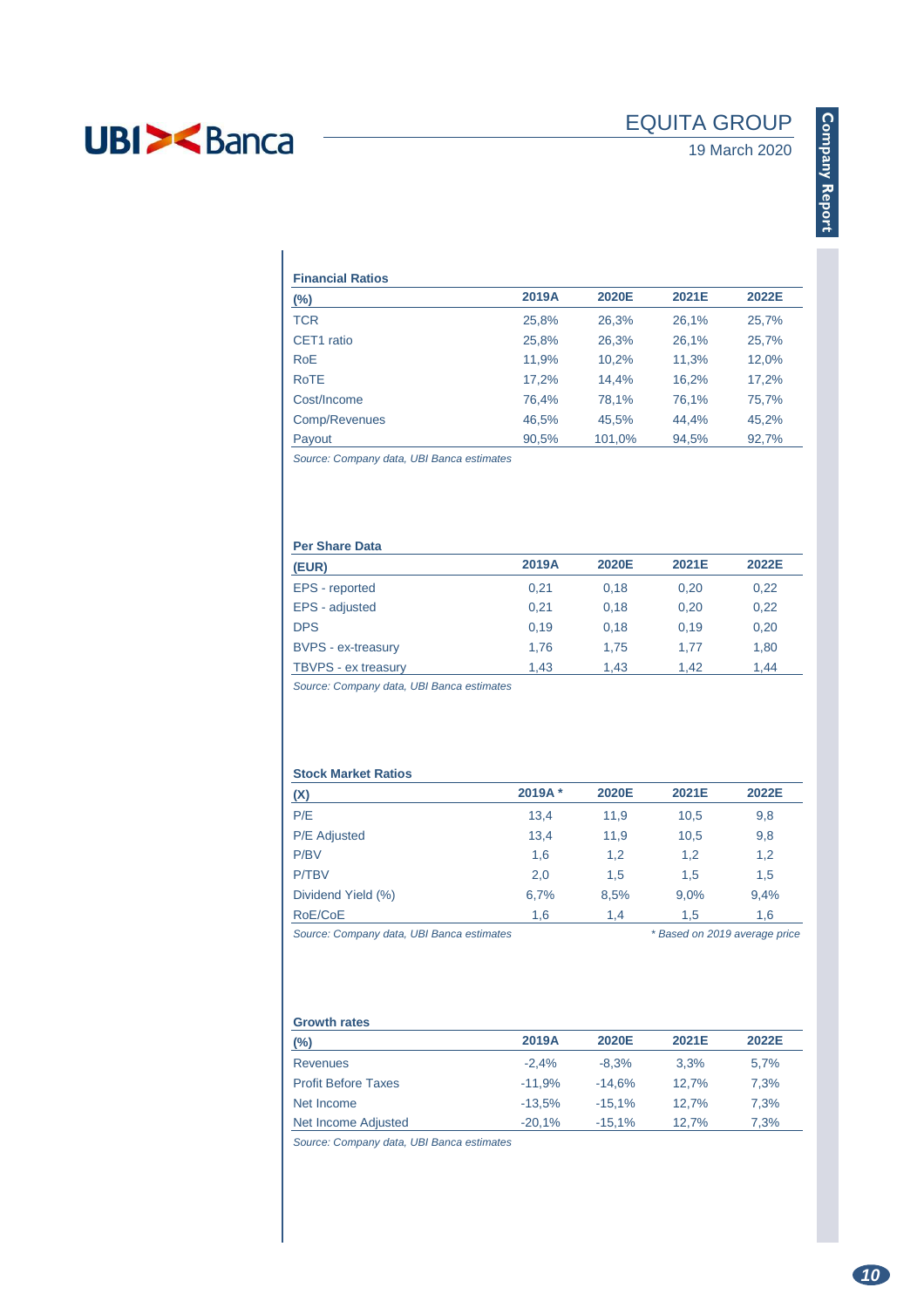### Financial Ratios

| (%) | 2019A | 2020E | 2021E | 2022E |
|---|---|---|---|---|
| TCR | 25,8% | 26,3% | 26,1% | 25,7% |
| CET1 ratio | 25,8% | 26,3% | 26,1% | 25,7% |
| RoE | 11,9% | 10,2% | 11,3% | 12,0% |
| RoTE | 17,2% | 14,4% | 16,2% | 17,2% |
| Cost/Income | 76,4% | 78,1% | 76,1% | 75,7% |
| Comp/Revenues | 46,5% | 45,5% | 44,4% | 45,2% |
| Payout | 90,5% | 101,0% | 94,5% | 92,7% |

*Source: Company data, UBI Banca estimates*

### Per Share Data

| (EUR) | 2019A | 2020E | 2021E | 2022E |
|---|---|---|---|---|
| EPS - reported | 0,21 | 0,18 | 0,20 | 0,22 |
| EPS - adjusted | 0,21 | 0,18 | 0,20 | 0,22 |
| DPS | 0,19 | 0,18 | 0,19 | 0,20 |
| BVPS - ex-treasury | 1,76 | 1,75 | 1,77 | 1,80 |
| TBVPS - ex treasury | 1,43 | 1,43 | 1,42 | 1,44 |

*Source: Company data, UBI Banca estimates*

### Stock Market Ratios

| (X) | 2019A * | 2020E | 2021E | 2022E |
|---|---|---|---|---|
| P/E | 13,4 | 11,9 | 10,5 | 9,8 |
| P/E Adjusted | 13,4 | 11,9 | 10,5 | 9,8 |
| P/BV | 1,6 | 1,2 | 1,2 | 1,2 |
| P/TBV | 2,0 | 1,5 | 1,5 | 1,5 |
| Dividend Yield (%) | 6,7% | 8,5% | 9,0% | 9,4% |
| RoE/CoE | 1,6 | 1,4 | 1,5 | 1,6 |

*Source: Company data, UBI Banca estimates*

*\* Based on 2019 average price*

### Growth rates

| (%) | 2019A | 2020E | 2021E | 2022E |
|---|---|---|---|---|
| Revenues | -2,4% | -8,3% | 3,3% | 5,7% |
| Profit Before Taxes | -11,9% | -14,6% | 12,7% | 7,3% |
| Net Income | -13,5% | -15,1% | 12,7% | 7,3% |
| Net Income Adjusted | -20,1% | -15,1% | 12,7% | 7,3% |

*Source: Company data, UBI Banca estimates*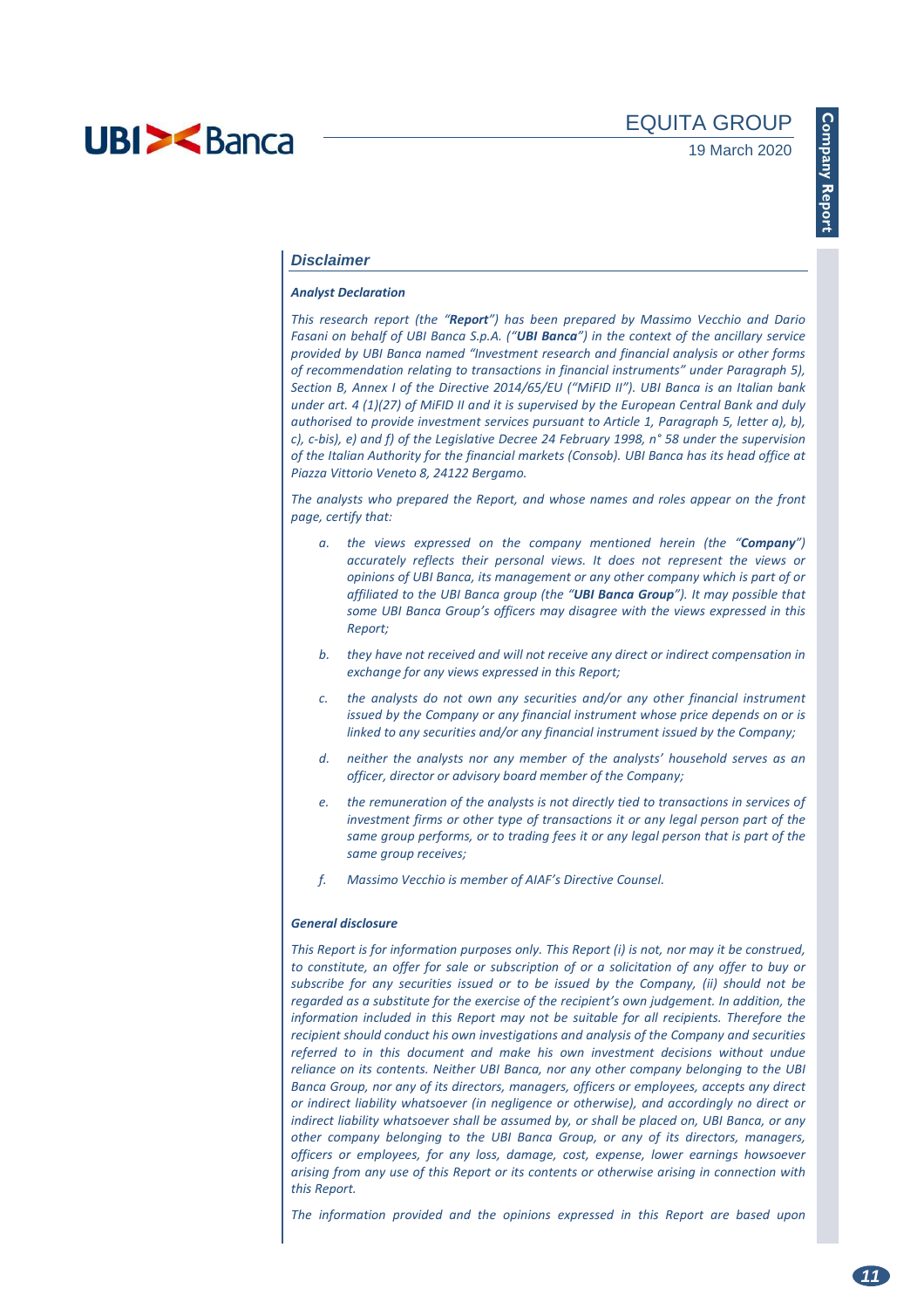## *Disclaimer*

***Analyst Declaration***

*This research report (the "**Report**") has been prepared by Massimo Vecchio and Dario Fasani on behalf of UBI Banca S.p.A. ("**UBI Banca**") in the context of the ancillary service provided by UBI Banca named "Investment research and financial analysis or other forms of recommendation relating to transactions in financial instruments" under Paragraph 5), Section B, Annex I of the Directive 2014/65/EU ("MiFID II"). UBI Banca is an Italian bank under art. 4 (1)(27) of MiFID II and it is supervised by the European Central Bank and duly authorised to provide investment services pursuant to Article 1, Paragraph 5, letter a), b), c), c-bis), e) and f) of the Legislative Decree 24 February 1998, n° 58 under the supervision of the Italian Authority for the financial markets (Consob). UBI Banca has its head office at Piazza Vittorio Veneto 8, 24122 Bergamo.*

*The analysts who prepared the Report, and whose names and roles appear on the front page, certify that:*

- *a. the views expressed on the company mentioned herein (the "**Company**") accurately reflects their personal views. It does not represent the views or opinions of UBI Banca, its management or any other company which is part of or affiliated to the UBI Banca group (the "**UBI Banca Group**"). It may possible that some UBI Banca Group's officers may disagree with the views expressed in this Report;*
- *b. they have not received and will not receive any direct or indirect compensation in exchange for any views expressed in this Report;*
- *c. the analysts do not own any securities and/or any other financial instrument issued by the Company or any financial instrument whose price depends on or is linked to any securities and/or any financial instrument issued by the Company;*
- *d. neither the analysts nor any member of the analysts' household serves as an officer, director or advisory board member of the Company;*
- *e. the remuneration of the analysts is not directly tied to transactions in services of investment firms or other type of transactions it or any legal person part of the same group performs, or to trading fees it or any legal person that is part of the same group receives;*
- *f. Massimo Vecchio is member of AIAF's Directive Counsel.*

***General disclosure***

*This Report is for information purposes only. This Report (i) is not, nor may it be construed, to constitute, an offer for sale or subscription of or a solicitation of any offer to buy or subscribe for any securities issued or to be issued by the Company, (ii) should not be regarded as a substitute for the exercise of the recipient's own judgement. In addition, the information included in this Report may not be suitable for all recipients. Therefore the recipient should conduct his own investigations and analysis of the Company and securities referred to in this document and make his own investment decisions without undue reliance on its contents. Neither UBI Banca, nor any other company belonging to the UBI Banca Group, nor any of its directors, managers, officers or employees, accepts any direct or indirect liability whatsoever (in negligence or otherwise), and accordingly no direct or indirect liability whatsoever shall be assumed by, or shall be placed on, UBI Banca, or any other company belonging to the UBI Banca Group, or any of its directors, managers, officers or employees, for any loss, damage, cost, expense, lower earnings howsoever arising from any use of this Report or its contents or otherwise arising in connection with this Report.*

*The information provided and the opinions expressed in this Report are based upon*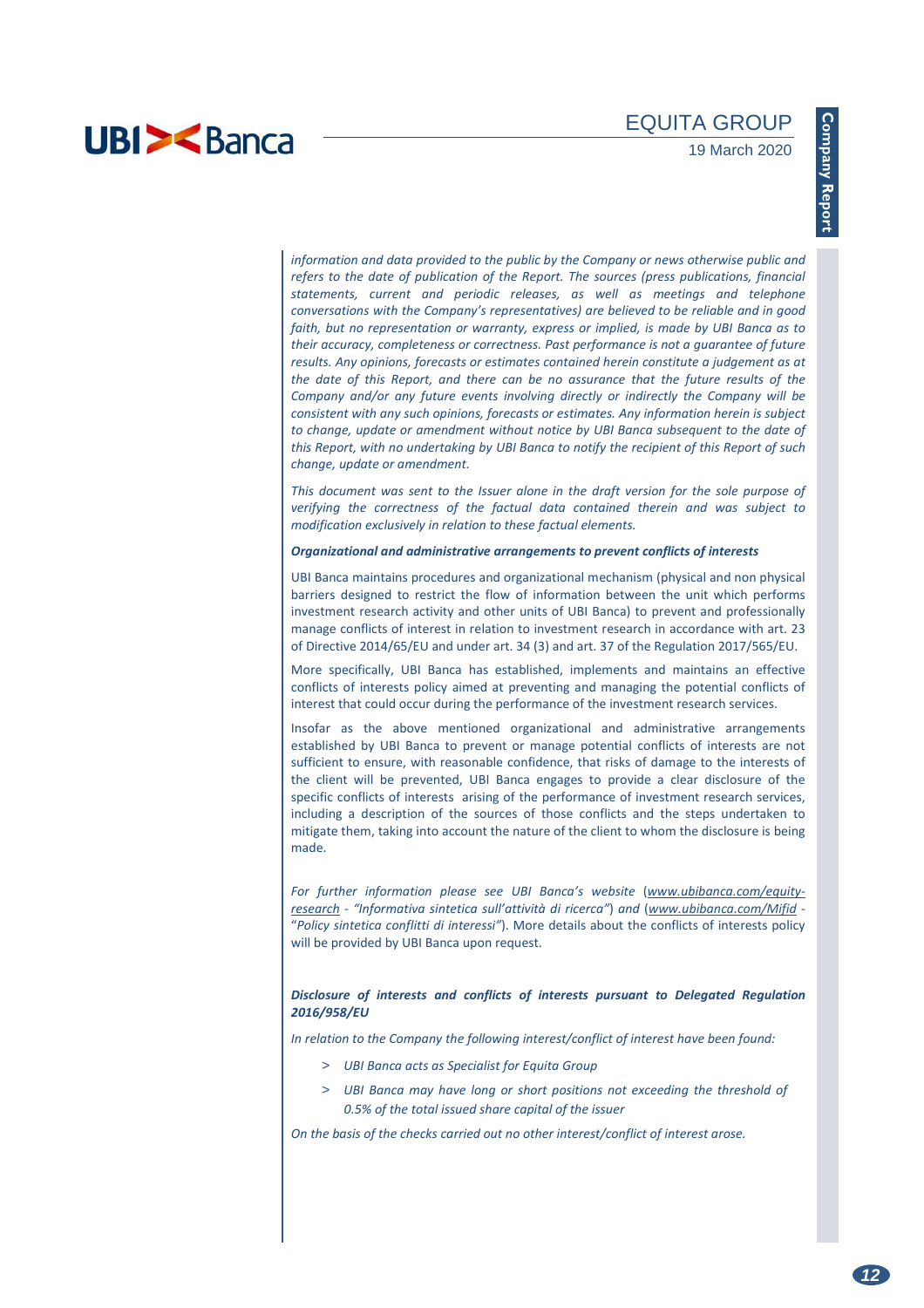*information and data provided to the public by the Company or news otherwise public and refers to the date of publication of the Report. The sources (press publications, financial statements, current and periodic releases, as well as meetings and telephone conversations with the Company's representatives) are believed to be reliable and in good faith, but no representation or warranty, express or implied, is made by UBI Banca as to their accuracy, completeness or correctness. Past performance is not a guarantee of future results. Any opinions, forecasts or estimates contained herein constitute a judgement as at the date of this Report, and there can be no assurance that the future results of the Company and/or any future events involving directly or indirectly the Company will be consistent with any such opinions, forecasts or estimates. Any information herein is subject to change, update or amendment without notice by UBI Banca subsequent to the date of this Report, with no undertaking by UBI Banca to notify the recipient of this Report of such change, update or amendment.*

*This document was sent to the Issuer alone in the draft version for the sole purpose of verifying the correctness of the factual data contained therein and was subject to modification exclusively in relation to these factual elements.*

***Organizational and administrative arrangements to prevent conflicts of interests***

UBI Banca maintains procedures and organizational mechanism (physical and non physical barriers designed to restrict the flow of information between the unit which performs investment research activity and other units of UBI Banca) to prevent and professionally manage conflicts of interest in relation to investment research in accordance with art. 23 of Directive 2014/65/EU and under art. 34 (3) and art. 37 of the Regulation 2017/565/EU.

More specifically, UBI Banca has established, implements and maintains an effective conflicts of interests policy aimed at preventing and managing the potential conflicts of interest that could occur during the performance of the investment research services.

Insofar as the above mentioned organizational and administrative arrangements established by UBI Banca to prevent or manage potential conflicts of interests are not sufficient to ensure, with reasonable confidence, that risks of damage to the interests of the client will be prevented, UBI Banca engages to provide a clear disclosure of the specific conflicts of interests arising of the performance of investment research services, including a description of the sources of those conflicts and the steps undertaken to mitigate them, taking into account the nature of the client to whom the disclosure is being made.

*For further information please see UBI Banca's website (www.ubibanca.com/equity-research - "Informativa sintetica sull'attività di ricerca") and (www.ubibanca.com/Mifid -* "*Policy sintetica conflitti di interessi*"). More details about the conflicts of interests policy will be provided by UBI Banca upon request.

***Disclosure of interests and conflicts of interests pursuant to Delegated Regulation 2016/958/EU***

*In relation to the Company the following interest/conflict of interest have been found:*

- *UBI Banca acts as Specialist for Equita Group*
- *UBI Banca may have long or short positions not exceeding the threshold of 0.5% of the total issued share capital of the issuer*

*On the basis of the checks carried out no other interest/conflict of interest arose.*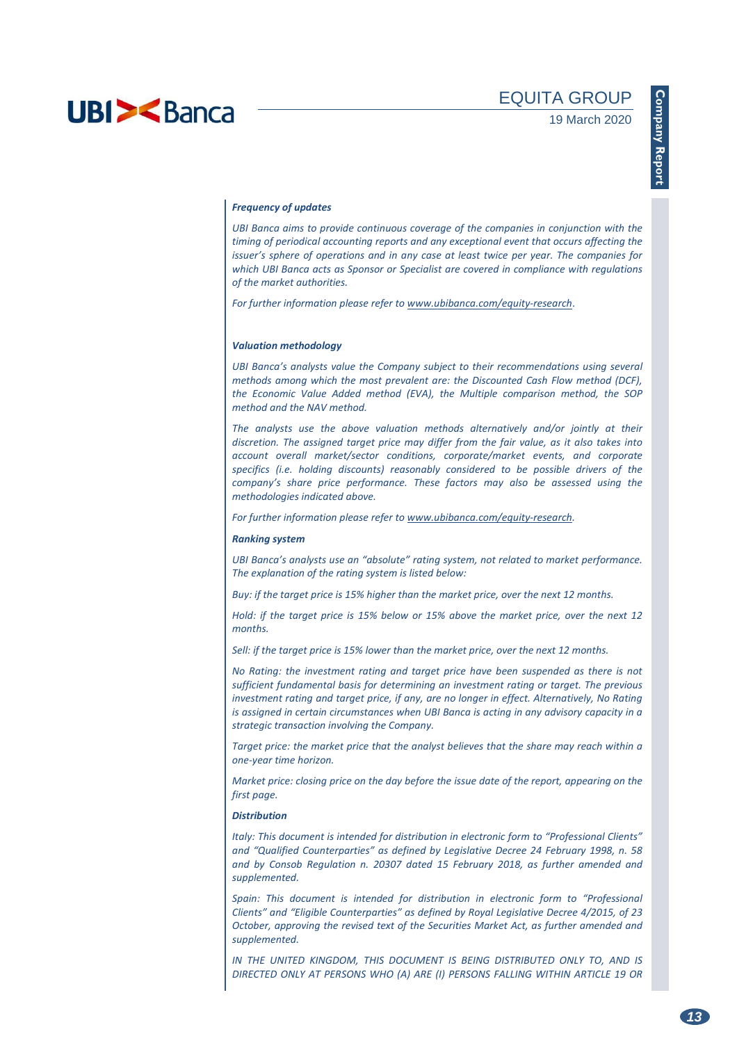***Frequency of updates***

*UBI Banca aims to provide continuous coverage of the companies in conjunction with the timing of periodical accounting reports and any exceptional event that occurs affecting the issuer's sphere of operations and in any case at least twice per year. The companies for which UBI Banca acts as Sponsor or Specialist are covered in compliance with regulations of the market authorities.*

*For further information please refer to [www.ubibanca.com/equity-research](www.ubibanca.com/equity-research).*

***Valuation methodology***

*UBI Banca's analysts value the Company subject to their recommendations using several methods among which the most prevalent are: the Discounted Cash Flow method (DCF), the Economic Value Added method (EVA), the Multiple comparison method, the SOP method and the NAV method.*

*The analysts use the above valuation methods alternatively and/or jointly at their discretion. The assigned target price may differ from the fair value, as it also takes into account overall market/sector conditions, corporate/market events, and corporate specifics (i.e. holding discounts) reasonably considered to be possible drivers of the company's share price performance. These factors may also be assessed using the methodologies indicated above.*

*For further information please refer to [www.ubibanca.com/equity-research](www.ubibanca.com/equity-research).*

***Ranking system***

*UBI Banca's analysts use an "absolute" rating system, not related to market performance. The explanation of the rating system is listed below:*

*Buy: if the target price is 15% higher than the market price, over the next 12 months.*

*Hold: if the target price is 15% below or 15% above the market price, over the next 12 months.*

*Sell: if the target price is 15% lower than the market price, over the next 12 months.*

*No Rating: the investment rating and target price have been suspended as there is not sufficient fundamental basis for determining an investment rating or target. The previous investment rating and target price, if any, are no longer in effect. Alternatively, No Rating is assigned in certain circumstances when UBI Banca is acting in any advisory capacity in a strategic transaction involving the Company.*

*Target price: the market price that the analyst believes that the share may reach within a one-year time horizon.*

*Market price: closing price on the day before the issue date of the report, appearing on the first page.*

***Distribution***

*Italy: This document is intended for distribution in electronic form to "Professional Clients" and "Qualified Counterparties" as defined by Legislative Decree 24 February 1998, n. 58 and by Consob Regulation n. 20307 dated 15 February 2018, as further amended and supplemented.*

*Spain: This document is intended for distribution in electronic form to "Professional Clients" and "Eligible Counterparties" as defined by Royal Legislative Decree 4/2015, of 23 October, approving the revised text of the Securities Market Act, as further amended and supplemented.*

*IN THE UNITED KINGDOM, THIS DOCUMENT IS BEING DISTRIBUTED ONLY TO, AND IS DIRECTED ONLY AT PERSONS WHO (A) ARE (I) PERSONS FALLING WITHIN ARTICLE 19 OR*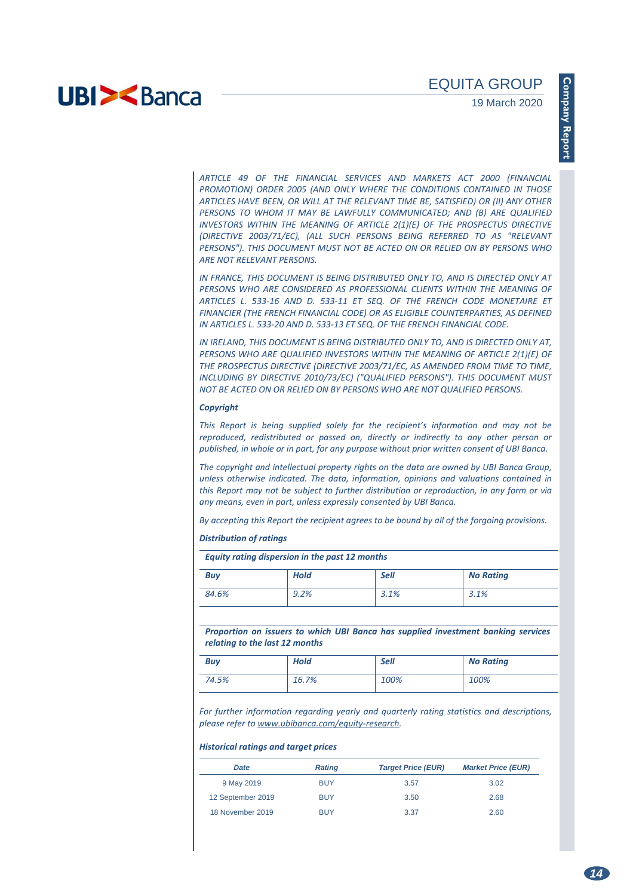*ARTICLE 49 OF THE FINANCIAL SERVICES AND MARKETS ACT 2000 (FINANCIAL PROMOTION) ORDER 2005 (AND ONLY WHERE THE CONDITIONS CONTAINED IN THOSE ARTICLES HAVE BEEN, OR WILL AT THE RELEVANT TIME BE, SATISFIED) OR (II) ANY OTHER PERSONS TO WHOM IT MAY BE LAWFULLY COMMUNICATED; AND (B) ARE QUALIFIED INVESTORS WITHIN THE MEANING OF ARTICLE 2(1)(E) OF THE PROSPECTUS DIRECTIVE (DIRECTIVE 2003/71/EC), (ALL SUCH PERSONS BEING REFERRED TO AS "RELEVANT PERSONS"). THIS DOCUMENT MUST NOT BE ACTED ON OR RELIED ON BY PERSONS WHO ARE NOT RELEVANT PERSONS.*

*IN FRANCE, THIS DOCUMENT IS BEING DISTRIBUTED ONLY TO, AND IS DIRECTED ONLY AT PERSONS WHO ARE CONSIDERED AS PROFESSIONAL CLIENTS WITHIN THE MEANING OF ARTICLES L. 533-16 AND D. 533-11 ET SEQ. OF THE FRENCH CODE MONETAIRE ET FINANCIER (THE FRENCH FINANCIAL CODE) OR AS ELIGIBLE COUNTERPARTIES, AS DEFINED IN ARTICLES L. 533-20 AND D. 533-13 ET SEQ. OF THE FRENCH FINANCIAL CODE.*

*IN IRELAND, THIS DOCUMENT IS BEING DISTRIBUTED ONLY TO, AND IS DIRECTED ONLY AT, PERSONS WHO ARE QUALIFIED INVESTORS WITHIN THE MEANING OF ARTICLE 2(1)(E) OF THE PROSPECTUS DIRECTIVE (DIRECTIVE 2003/71/EC, AS AMENDED FROM TIME TO TIME, INCLUDING BY DIRECTIVE 2010/73/EC) ("QUALIFIED PERSONS"). THIS DOCUMENT MUST NOT BE ACTED ON OR RELIED ON BY PERSONS WHO ARE NOT QUALIFIED PERSONS.*

***Copyright***

*This Report is being supplied solely for the recipient's information and may not be reproduced, redistributed or passed on, directly or indirectly to any other person or published, in whole or in part, for any purpose without prior written consent of UBI Banca.*

*The copyright and intellectual property rights on the data are owned by UBI Banca Group, unless otherwise indicated. The data, information, opinions and valuations contained in this Report may not be subject to further distribution or reproduction, in any form or via any means, even in part, unless expressly consented by UBI Banca.*

*By accepting this Report the recipient agrees to be bound by all of the forgoing provisions.*

***Distribution of ratings***

***Equity rating dispersion in the past 12 months***

| *Buy* | *Hold* | *Sell* | *No Rating* |
|---|---|---|---|
| *84.6%* | *9.2%* | *3.1%* | *3.1%* |

***Proportion on issuers to which UBI Banca has supplied investment banking services relating to the last 12 months***

| *Buy* | *Hold* | *Sell* | *No Rating* |
|---|---|---|---|
| *74.5%* | *16.7%* | *100%* | *100%* |

*For further information regarding yearly and quarterly rating statistics and descriptions, please refer to www.ubibanca.com/equity-research.*

***Historical ratings and target prices***

| Date | Rating | Target Price (EUR) | Market Price (EUR) |
|---|---|---|---|
| 9 May 2019 | BUY | 3.57 | 3.02 |
| 12 September 2019 | BUY | 3.50 | 2.68 |
| 18 November 2019 | BUY | 3.37 | 2.60 |